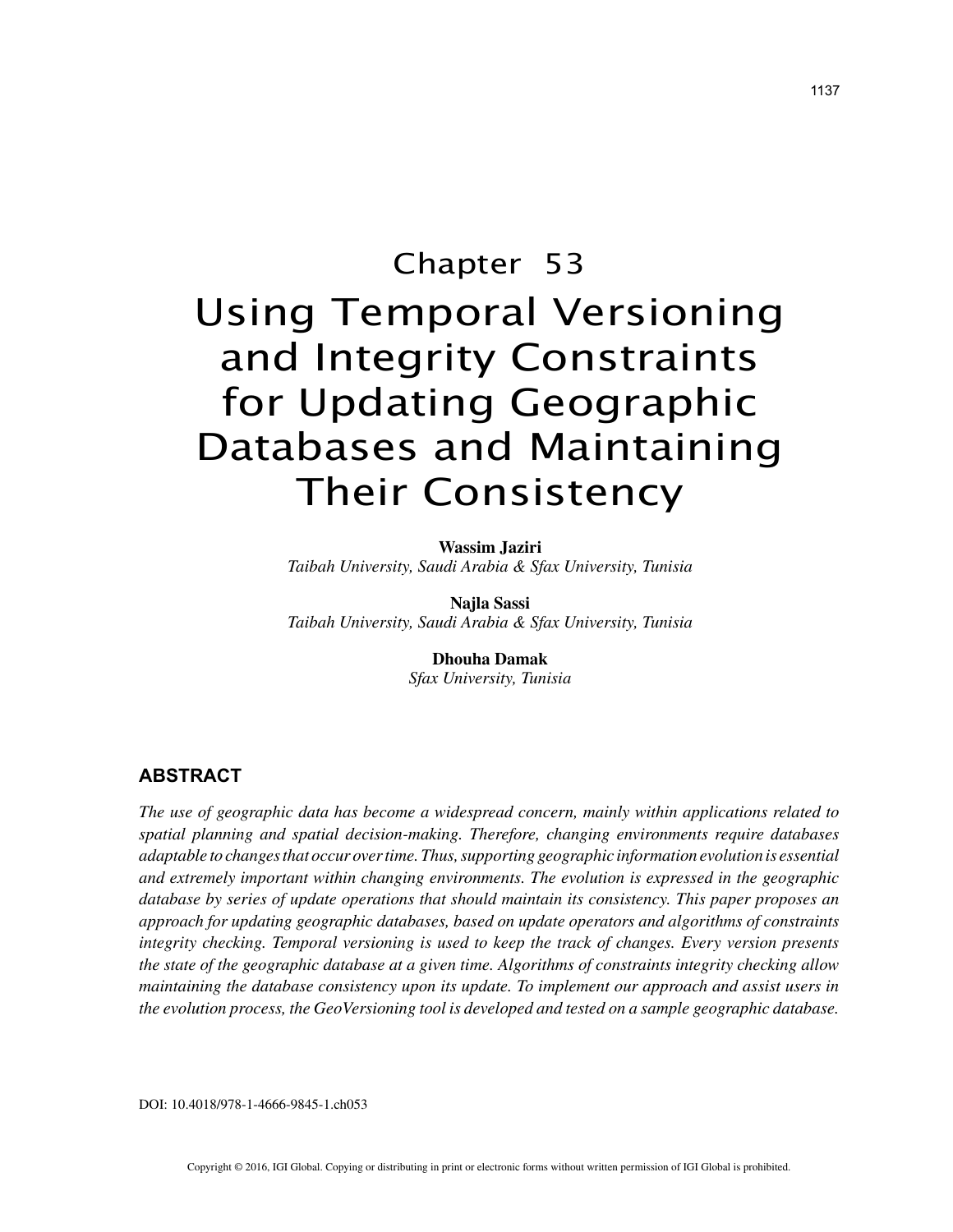# Chapter 53
# Using Temporal Versioning and Integrity Constraints for Updating Geographic Databases and Maintaining Their Consistency

**Wassim Jaziri**
*Taibah University, Saudi Arabia & Sfax University, Tunisia*

**Najla Sassi**
*Taibah University, Saudi Arabia & Sfax University, Tunisia*

**Dhouha Damak**
*Sfax University, Tunisia*

## ABSTRACT

*The use of geographic data has become a widespread concern, mainly within applications related to spatial planning and spatial decision-making. Therefore, changing environments require databases adaptable to changes that occur over time. Thus, supporting geographic information evolution is essential and extremely important within changing environments. The evolution is expressed in the geographic database by series of update operations that should maintain its consistency. This paper proposes an approach for updating geographic databases, based on update operators and algorithms of constraints integrity checking. Temporal versioning is used to keep the track of changes. Every version presents the state of the geographic database at a given time. Algorithms of constraints integrity checking allow maintaining the database consistency upon its update. To implement our approach and assist users in the evolution process, the GeoVersioning tool is developed and tested on a sample geographic database.*

DOI: 10.4018/978-1-4666-9845-1.ch053

Copyright © 2016, IGI Global. Copying or distributing in print or electronic forms without written permission of IGI Global is prohibited.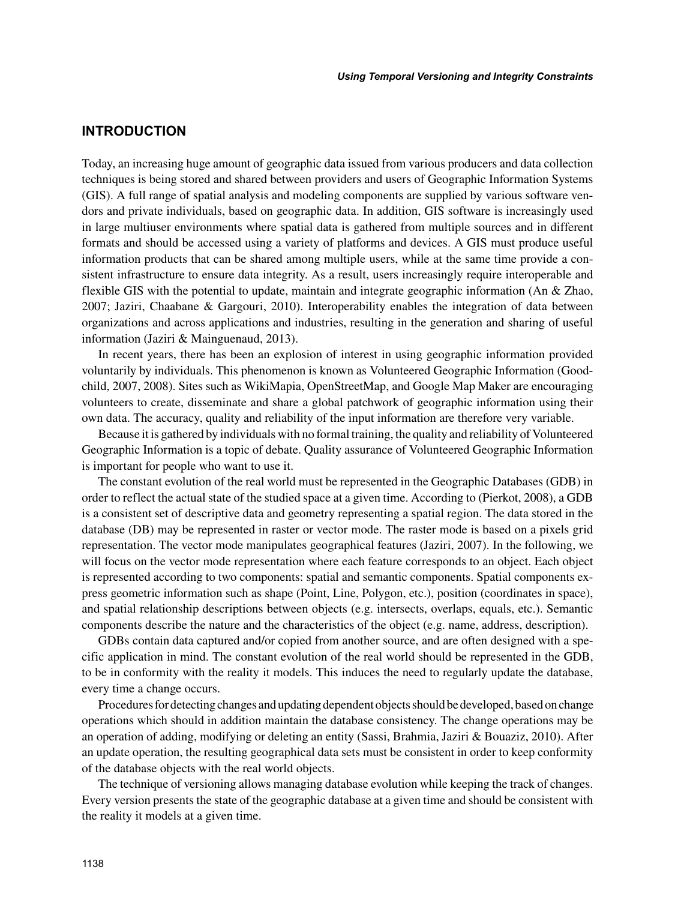## INTRODUCTION

Today, an increasing huge amount of geographic data issued from various producers and data collection techniques is being stored and shared between providers and users of Geographic Information Systems (GIS). A full range of spatial analysis and modeling components are supplied by various software vendors and private individuals, based on geographic data. In addition, GIS software is increasingly used in large multiuser environments where spatial data is gathered from multiple sources and in different formats and should be accessed using a variety of platforms and devices. A GIS must produce useful information products that can be shared among multiple users, while at the same time provide a consistent infrastructure to ensure data integrity. As a result, users increasingly require interoperable and flexible GIS with the potential to update, maintain and integrate geographic information (An & Zhao, 2007; Jaziri, Chaabane & Gargouri, 2010). Interoperability enables the integration of data between organizations and across applications and industries, resulting in the generation and sharing of useful information (Jaziri & Mainguenaud, 2013).

In recent years, there has been an explosion of interest in using geographic information provided voluntarily by individuals. This phenomenon is known as Volunteered Geographic Information (Goodchild, 2007, 2008). Sites such as WikiMapia, OpenStreetMap, and Google Map Maker are encouraging volunteers to create, disseminate and share a global patchwork of geographic information using their own data. The accuracy, quality and reliability of the input information are therefore very variable.

Because it is gathered by individuals with no formal training, the quality and reliability of Volunteered Geographic Information is a topic of debate. Quality assurance of Volunteered Geographic Information is important for people who want to use it.

The constant evolution of the real world must be represented in the Geographic Databases (GDB) in order to reflect the actual state of the studied space at a given time. According to (Pierkot, 2008), a GDB is a consistent set of descriptive data and geometry representing a spatial region. The data stored in the database (DB) may be represented in raster or vector mode. The raster mode is based on a pixels grid representation. The vector mode manipulates geographical features (Jaziri, 2007). In the following, we will focus on the vector mode representation where each feature corresponds to an object. Each object is represented according to two components: spatial and semantic components. Spatial components express geometric information such as shape (Point, Line, Polygon, etc.), position (coordinates in space), and spatial relationship descriptions between objects (e.g. intersects, overlaps, equals, etc.). Semantic components describe the nature and the characteristics of the object (e.g. name, address, description).

GDBs contain data captured and/or copied from another source, and are often designed with a specific application in mind. The constant evolution of the real world should be represented in the GDB, to be in conformity with the reality it models. This induces the need to regularly update the database, every time a change occurs.

Procedures for detecting changes and updating dependent objects should be developed, based on change operations which should in addition maintain the database consistency. The change operations may be an operation of adding, modifying or deleting an entity (Sassi, Brahmia, Jaziri & Bouaziz, 2010). After an update operation, the resulting geographical data sets must be consistent in order to keep conformity of the database objects with the real world objects.

The technique of versioning allows managing database evolution while keeping the track of changes. Every version presents the state of the geographic database at a given time and should be consistent with the reality it models at a given time.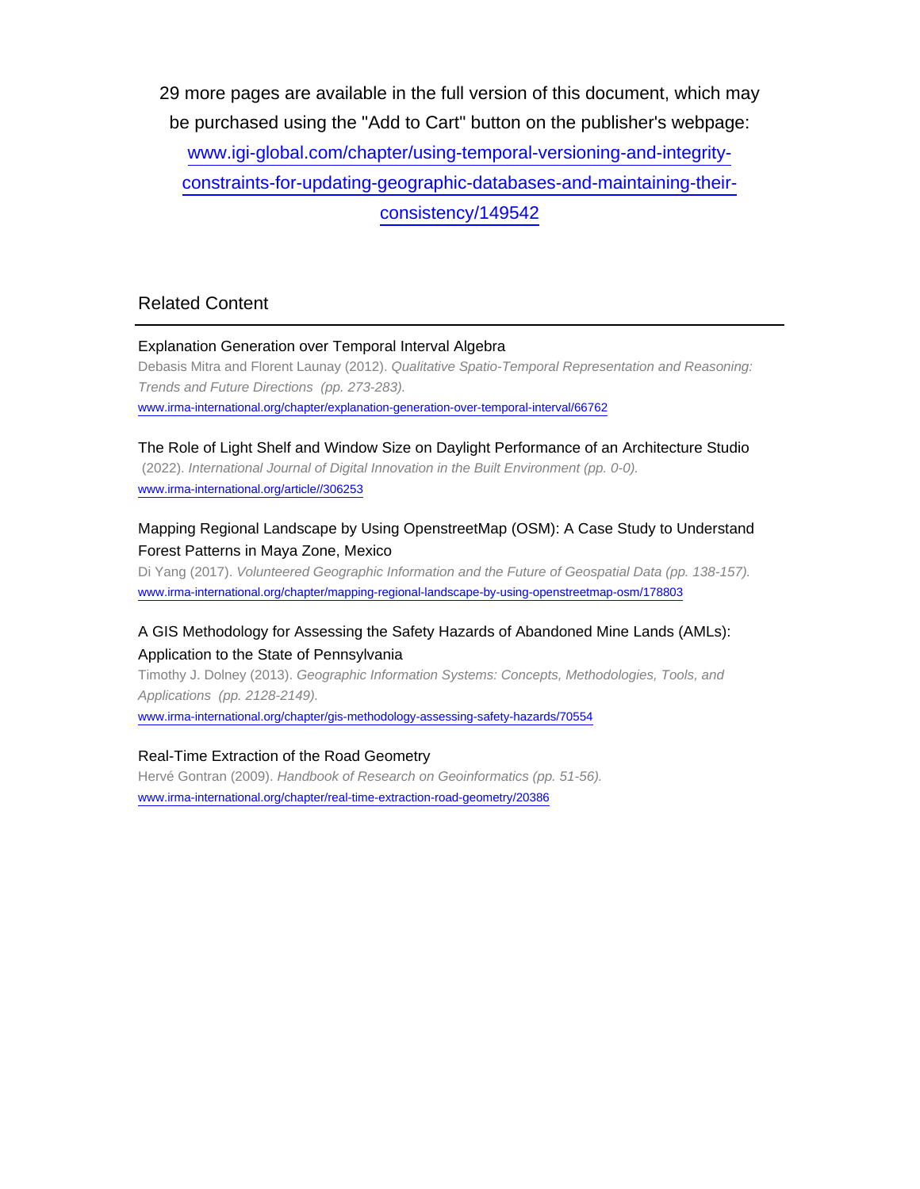29 more pages are available in the full version of this document, which may be purchased using the "Add to Cart" button on the publisher's webpage: [www.igi-global.com/chapter/using-temporal-versioning-and-integrity-constraints-for-updating-geographic-databases-and-maintaining-their-consistency/149542](www.igi-global.com/chapter/using-temporal-versioning-and-integrity-constraints-for-updating-geographic-databases-and-maintaining-their-consistency/149542)

## Related Content

Explanation Generation over Temporal Interval Algebra
Debasis Mitra and Florent Launay (2012). *Qualitative Spatio-Temporal Representation and Reasoning: Trends and Future Directions (pp. 273-283).*
[www.irma-international.org/chapter/explanation-generation-over-temporal-interval/66762](www.irma-international.org/chapter/explanation-generation-over-temporal-interval/66762)

The Role of Light Shelf and Window Size on Daylight Performance of an Architecture Studio
(2022). *International Journal of Digital Innovation in the Built Environment (pp. 0-0).*
[www.irma-international.org/article//306253](www.irma-international.org/article//306253)

Mapping Regional Landscape by Using OpenstreetMap (OSM): A Case Study to Understand Forest Patterns in Maya Zone, Mexico
Di Yang (2017). *Volunteered Geographic Information and the Future of Geospatial Data (pp. 138-157).*
[www.irma-international.org/chapter/mapping-regional-landscape-by-using-openstreetmap-osm/178803](www.irma-international.org/chapter/mapping-regional-landscape-by-using-openstreetmap-osm/178803)

A GIS Methodology for Assessing the Safety Hazards of Abandoned Mine Lands (AMLs): Application to the State of Pennsylvania
Timothy J. Dolney (2013). *Geographic Information Systems: Concepts, Methodologies, Tools, and Applications (pp. 2128-2149).*
[www.irma-international.org/chapter/gis-methodology-assessing-safety-hazards/70554](www.irma-international.org/chapter/gis-methodology-assessing-safety-hazards/70554)

Real-Time Extraction of the Road Geometry
Hervé Gontran (2009). *Handbook of Research on Geoinformatics (pp. 51-56).*
[www.irma-international.org/chapter/real-time-extraction-road-geometry/20386](www.irma-international.org/chapter/real-time-extraction-road-geometry/20386)